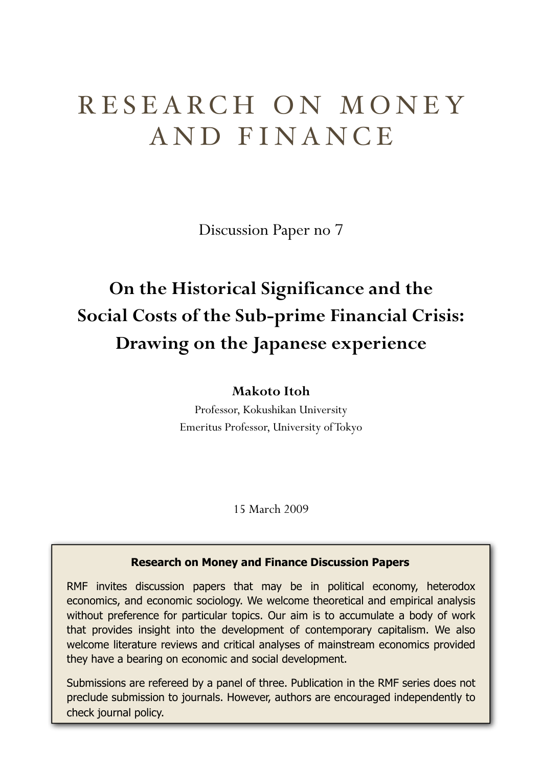# RESEARCH ON MONEY AND FINANCE

Discussion Paper no 7

## On the Historical Significance and the Social Costs of the Sub-prime Financial Crisis: Drawing on the Japanese experience

**Makoto Itoh**

Professor, Kokushikan University

Emeritus Professor, University of Tokyo

15 March 2009

**Research on Money and Finance Discussion Papers**

RMF invites discussion papers that may be in political economy, heterodox economics, and economic sociology. We welcome theoretical and empirical analysis without preference for particular topics. Our aim is to accumulate a body of work that provides insight into the development of contemporary capitalism. We also welcome literature reviews and critical analyses of mainstream economics provided they have a bearing on economic and social development.

Submissions are refereed by a panel of three. Publication in the RMF series does not preclude submission to journals. However, authors are encouraged independently to check journal policy.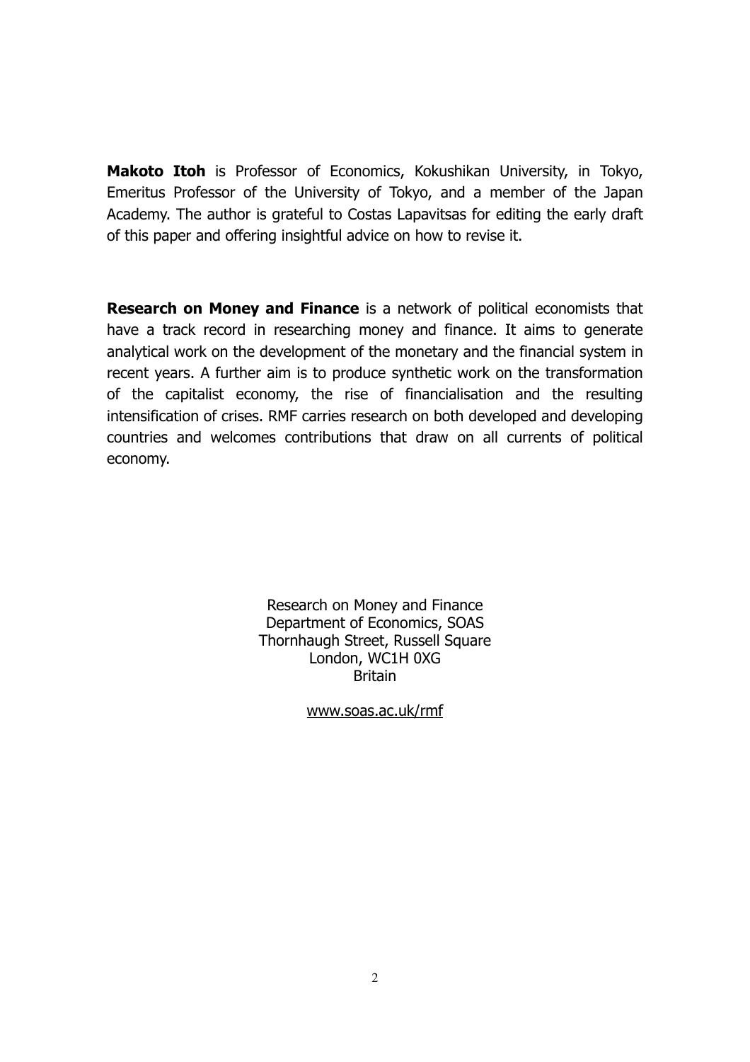**Makoto Itoh** is Professor of Economics, Kokushikan University, in Tokyo, Emeritus Professor of the University of Tokyo, and a member of the Japan Academy. The author is grateful to Costas Lapavitsas for editing the early draft of this paper and offering insightful advice on how to revise it.

**Research on Money and Finance** is a network of political economists that have a track record in researching money and finance. It aims to generate analytical work on the development of the monetary and the financial system in recent years. A further aim is to produce synthetic work on the transformation of the capitalist economy, the rise of financialisation and the resulting intensification of crises. RMF carries research on both developed and developing countries and welcomes contributions that draw on all currents of political economy.

Research on Money and Finance
Department of Economics, SOAS
Thornhaugh Street, Russell Square
London, WC1H 0XG
Britain

www.soas.ac.uk/rmf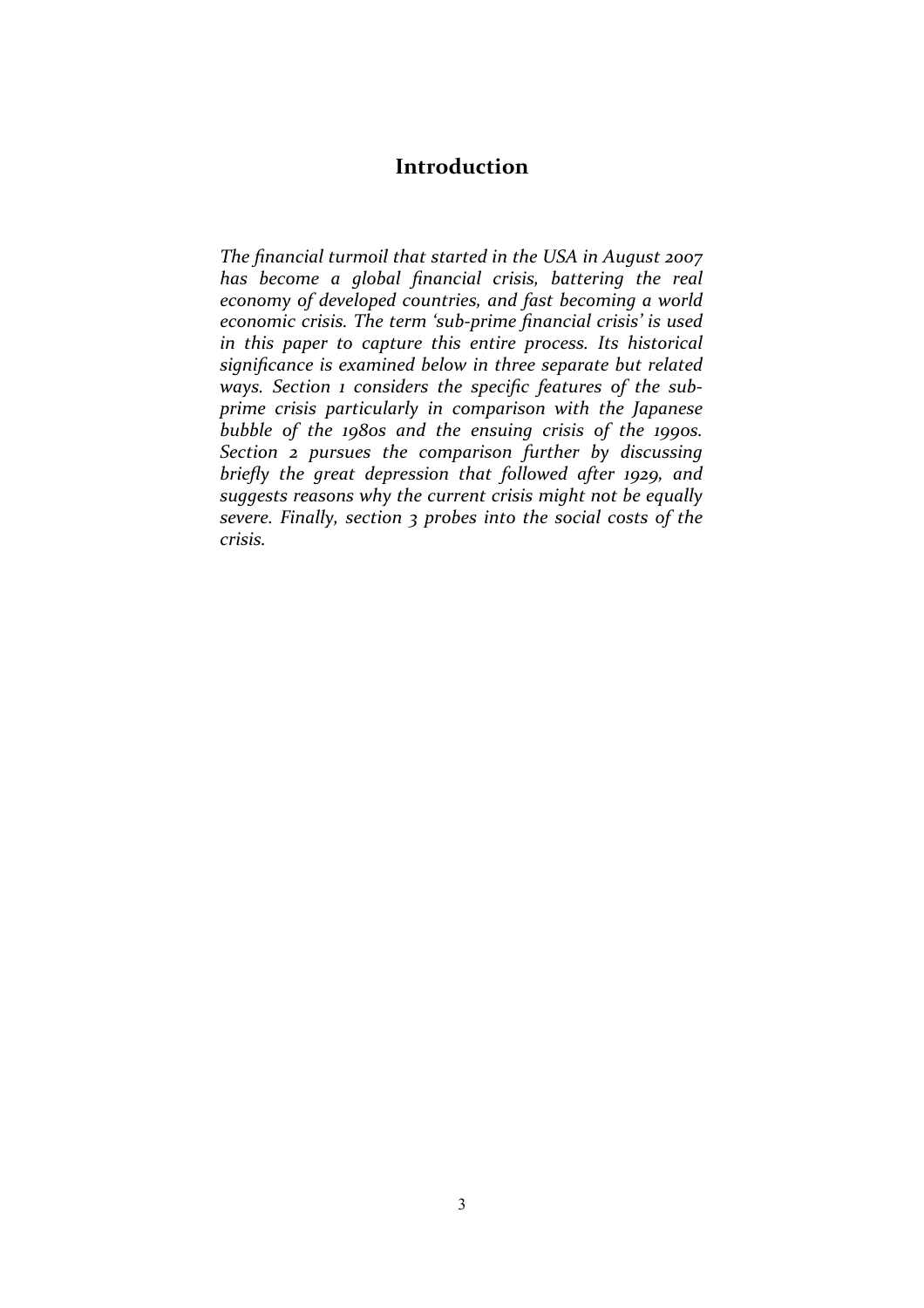## Introduction

*The financial turmoil that started in the USA in August 2007 has become a global financial crisis, battering the real economy of developed countries, and fast becoming a world economic crisis. The term 'sub-prime financial crisis' is used in this paper to capture this entire process. Its historical significance is examined below in three separate but related ways. Section 1 considers the specific features of the sub-prime crisis particularly in comparison with the Japanese bubble of the 1980s and the ensuing crisis of the 1990s. Section 2 pursues the comparison further by discussing briefly the great depression that followed after 1929, and suggests reasons why the current crisis might not be equally severe. Finally, section 3 probes into the social costs of the crisis.*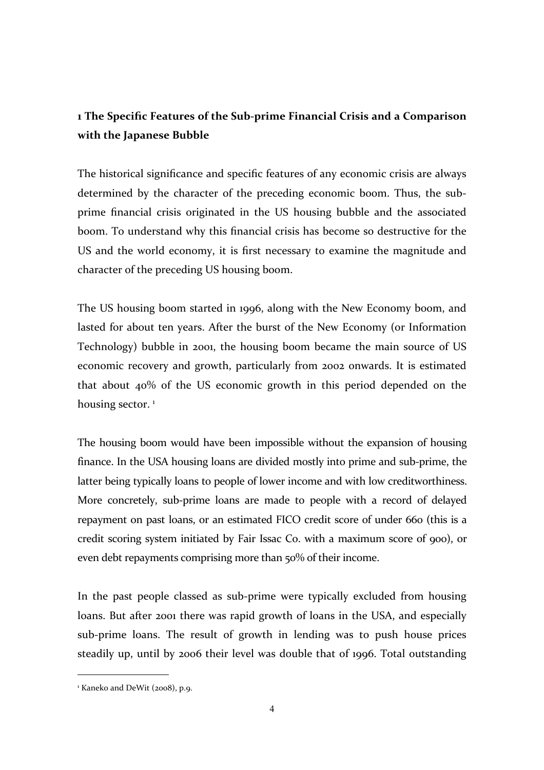## 1 The Specific Features of the Sub-prime Financial Crisis and a Comparison with the Japanese Bubble

The historical significance and specific features of any economic crisis are always determined by the character of the preceding economic boom. Thus, the sub-prime financial crisis originated in the US housing bubble and the associated boom. To understand why this financial crisis has become so destructive for the US and the world economy, it is first necessary to examine the magnitude and character of the preceding US housing boom.

The US housing boom started in 1996, along with the New Economy boom, and lasted for about ten years. After the burst of the New Economy (or Information Technology) bubble in 2001, the housing boom became the main source of US economic recovery and growth, particularly from 2002 onwards. It is estimated that about 40% of the US economic growth in this period depended on the housing sector. [1]

The housing boom would have been impossible without the expansion of housing finance. In the USA housing loans are divided mostly into prime and sub-prime, the latter being typically loans to people of lower income and with low creditworthiness. More concretely, sub-prime loans are made to people with a record of delayed repayment on past loans, or an estimated FICO credit score of under 660 (this is a credit scoring system initiated by Fair Issac Co. with a maximum score of 900), or even debt repayments comprising more than 50% of their income.

In the past people classed as sub-prime were typically excluded from housing loans. But after 2001 there was rapid growth of loans in the USA, and especially sub-prime loans. The result of growth in lending was to push house prices steadily up, until by 2006 their level was double that of 1996. Total outstanding

[1] Kaneko and DeWit (2008), p.9.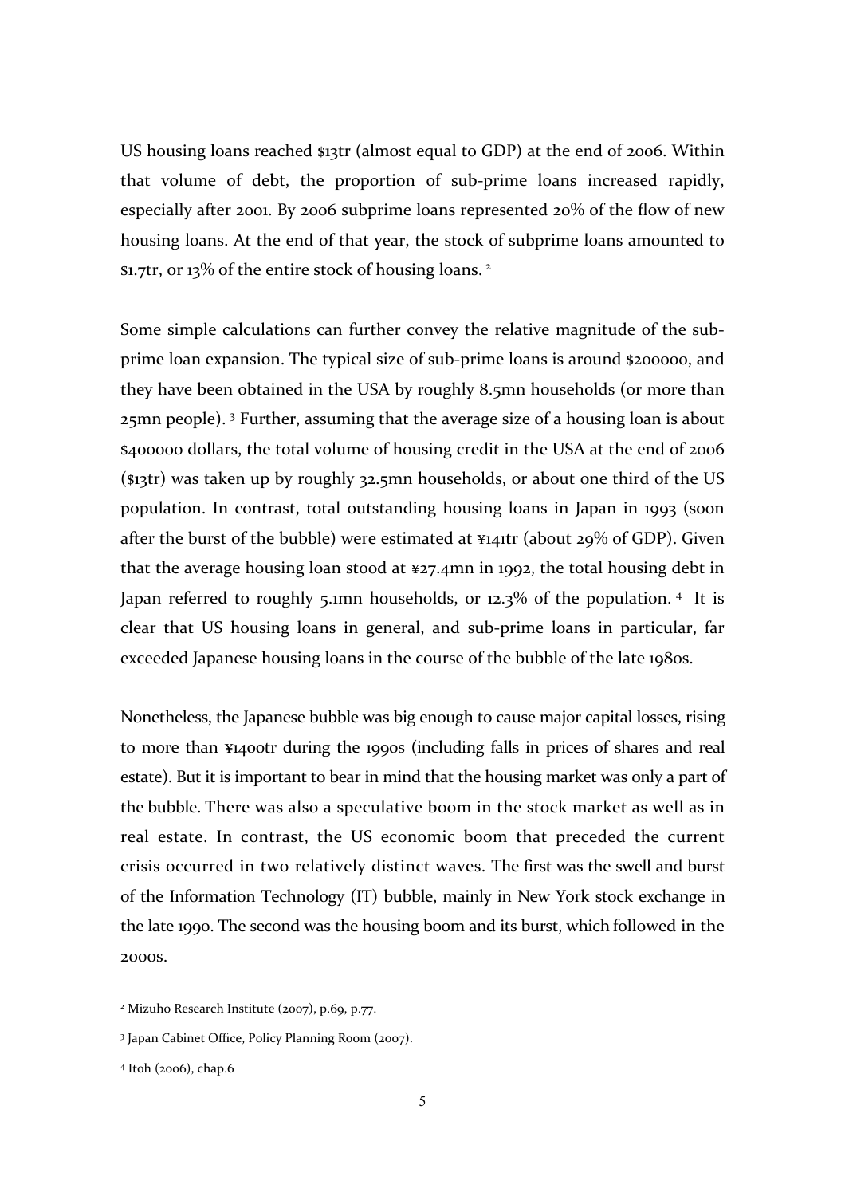US housing loans reached $13tr (almost equal to GDP) at the end of 2006. Within that volume of debt, the proportion of sub-prime loans increased rapidly, especially after 2001. By 2006 subprime loans represented 20% of the flow of new housing loans. At the end of that year, the stock of subprime loans amounted to $1.7tr, or 13% of the entire stock of housing loans. [2]

Some simple calculations can further convey the relative magnitude of the sub-prime loan expansion. The typical size of sub-prime loans is around $200000, and they have been obtained in the USA by roughly 8.5mn households (or more than 25mn people). [3] Further, assuming that the average size of a housing loan is about $400000 dollars, the total volume of housing credit in the USA at the end of 2006 ($13tr) was taken up by roughly 32.5mn households, or about one third of the US population. In contrast, total outstanding housing loans in Japan in 1993 (soon after the burst of the bubble) were estimated at ¥141tr (about 29% of GDP). Given that the average housing loan stood at ¥27.4mn in 1992, the total housing debt in Japan referred to roughly 5.1mn households, or 12.3% of the population. [4] It is clear that US housing loans in general, and sub-prime loans in particular, far exceeded Japanese housing loans in the course of the bubble of the late 1980s.

Nonetheless, the Japanese bubble was big enough to cause major capital losses, rising to more than ¥1400tr during the 1990s (including falls in prices of shares and real estate). But it is important to bear in mind that the housing market was only a part of the bubble. There was also a speculative boom in the stock market as well as in real estate. In contrast, the US economic boom that preceded the current crisis occurred in two relatively distinct waves. The first was the swell and burst of the Information Technology (IT) bubble, mainly in New York stock exchange in the late 1990. The second was the housing boom and its burst, which followed in the 2000s.

---

[2] Mizuho Research Institute (2007), p.69, p.77.

[3] Japan Cabinet Office, Policy Planning Room (2007).

[4] Itoh (2006), chap.6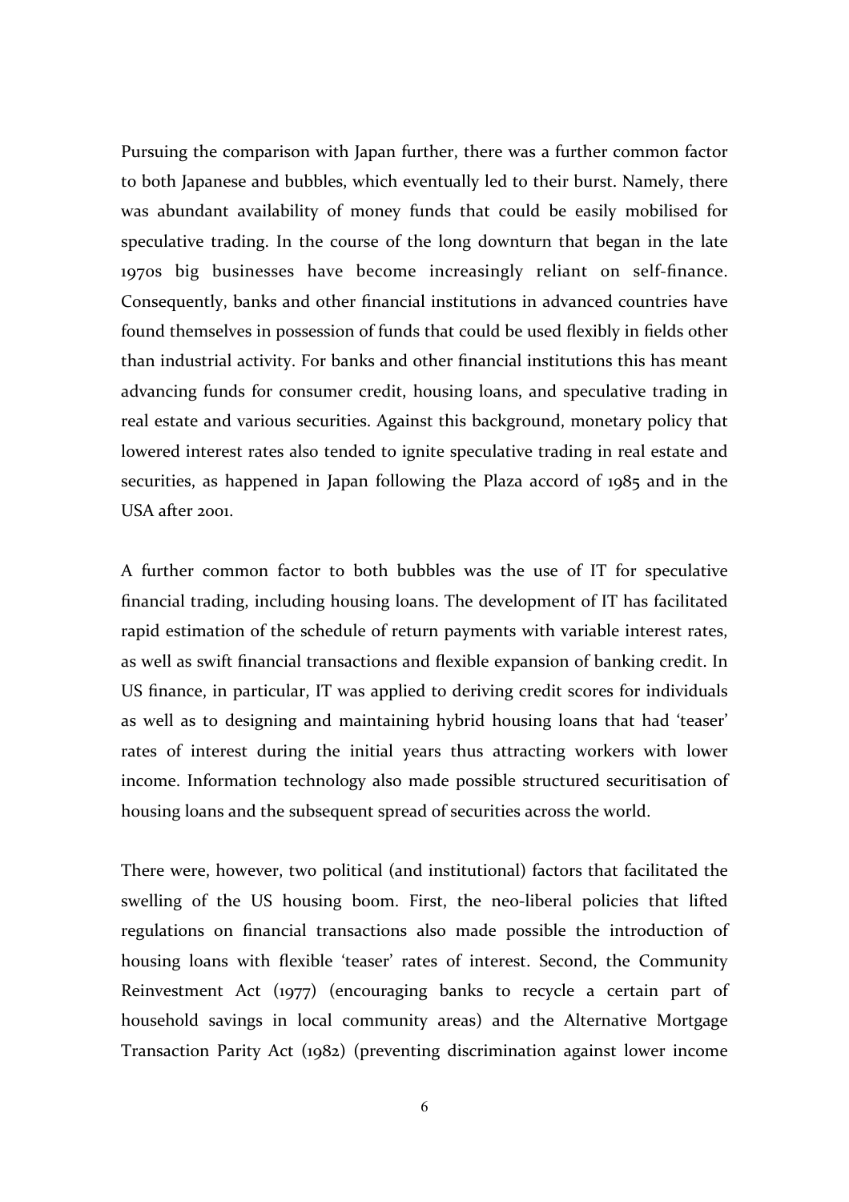Pursuing the comparison with Japan further, there was a further common factor to both Japanese and bubbles, which eventually led to their burst. Namely, there was abundant availability of money funds that could be easily mobilised for speculative trading. In the course of the long downturn that began in the late 1970s big businesses have become increasingly reliant on self-finance. Consequently, banks and other financial institutions in advanced countries have found themselves in possession of funds that could be used flexibly in fields other than industrial activity. For banks and other financial institutions this has meant advancing funds for consumer credit, housing loans, and speculative trading in real estate and various securities. Against this background, monetary policy that lowered interest rates also tended to ignite speculative trading in real estate and securities, as happened in Japan following the Plaza accord of 1985 and in the USA after 2001.

A further common factor to both bubbles was the use of IT for speculative financial trading, including housing loans. The development of IT has facilitated rapid estimation of the schedule of return payments with variable interest rates, as well as swift financial transactions and flexible expansion of banking credit. In US finance, in particular, IT was applied to deriving credit scores for individuals as well as to designing and maintaining hybrid housing loans that had 'teaser' rates of interest during the initial years thus attracting workers with lower income. Information technology also made possible structured securitisation of housing loans and the subsequent spread of securities across the world.

There were, however, two political (and institutional) factors that facilitated the swelling of the US housing boom. First, the neo-liberal policies that lifted regulations on financial transactions also made possible the introduction of housing loans with flexible 'teaser' rates of interest. Second, the Community Reinvestment Act (1977) (encouraging banks to recycle a certain part of household savings in local community areas) and the Alternative Mortgage Transaction Parity Act (1982) (preventing discrimination against lower income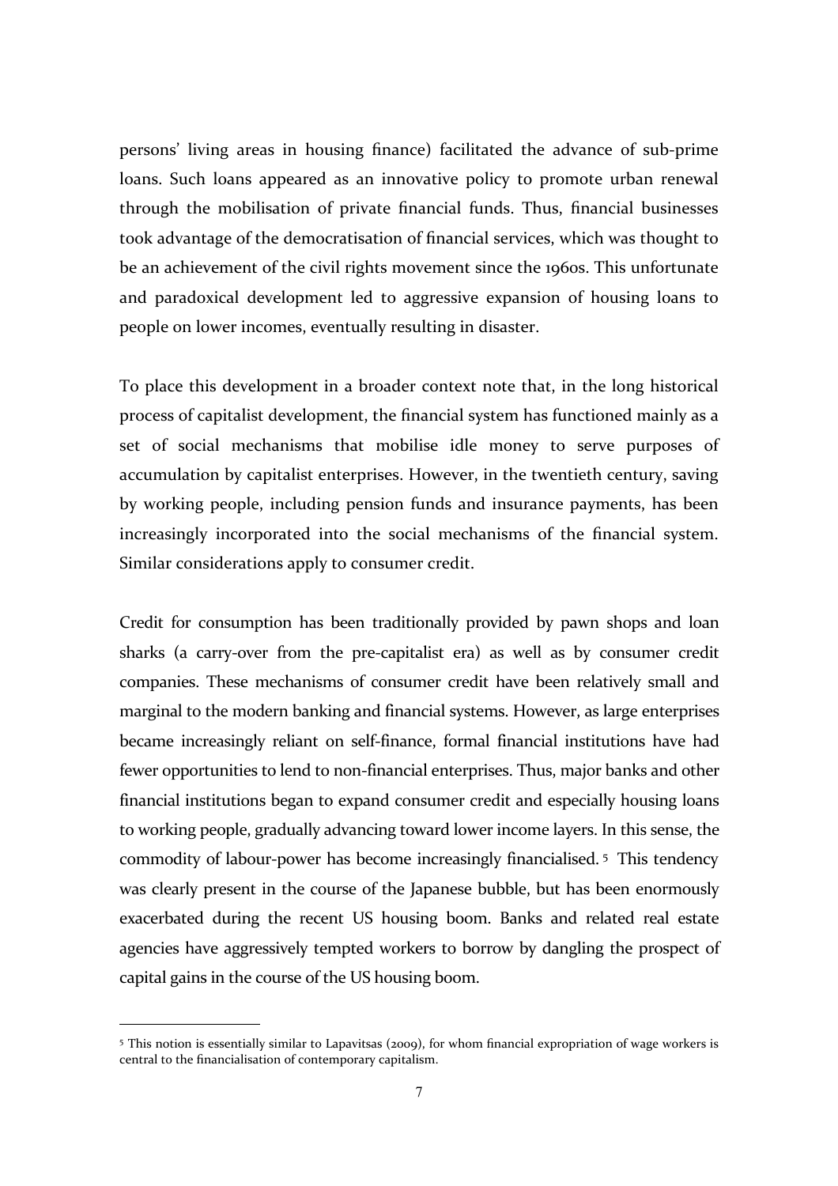persons' living areas in housing finance) facilitated the advance of sub-prime loans. Such loans appeared as an innovative policy to promote urban renewal through the mobilisation of private financial funds. Thus, financial businesses took advantage of the democratisation of financial services, which was thought to be an achievement of the civil rights movement since the 1960s. This unfortunate and paradoxical development led to aggressive expansion of housing loans to people on lower incomes, eventually resulting in disaster.

To place this development in a broader context note that, in the long historical process of capitalist development, the financial system has functioned mainly as a set of social mechanisms that mobilise idle money to serve purposes of accumulation by capitalist enterprises. However, in the twentieth century, saving by working people, including pension funds and insurance payments, has been increasingly incorporated into the social mechanisms of the financial system. Similar considerations apply to consumer credit.

Credit for consumption has been traditionally provided by pawn shops and loan sharks (a carry-over from the pre-capitalist era) as well as by consumer credit companies. These mechanisms of consumer credit have been relatively small and marginal to the modern banking and financial systems. However, as large enterprises became increasingly reliant on self-finance, formal financial institutions have had fewer opportunities to lend to non-financial enterprises. Thus, major banks and other financial institutions began to expand consumer credit and especially housing loans to working people, gradually advancing toward lower income layers. In this sense, the commodity of labour-power has become increasingly financialised.[5] This tendency was clearly present in the course of the Japanese bubble, but has been enormously exacerbated during the recent US housing boom. Banks and related real estate agencies have aggressively tempted workers to borrow by dangling the prospect of capital gains in the course of the US housing boom.

[5] This notion is essentially similar to Lapavitsas (2009), for whom financial expropriation of wage workers is central to the financialisation of contemporary capitalism.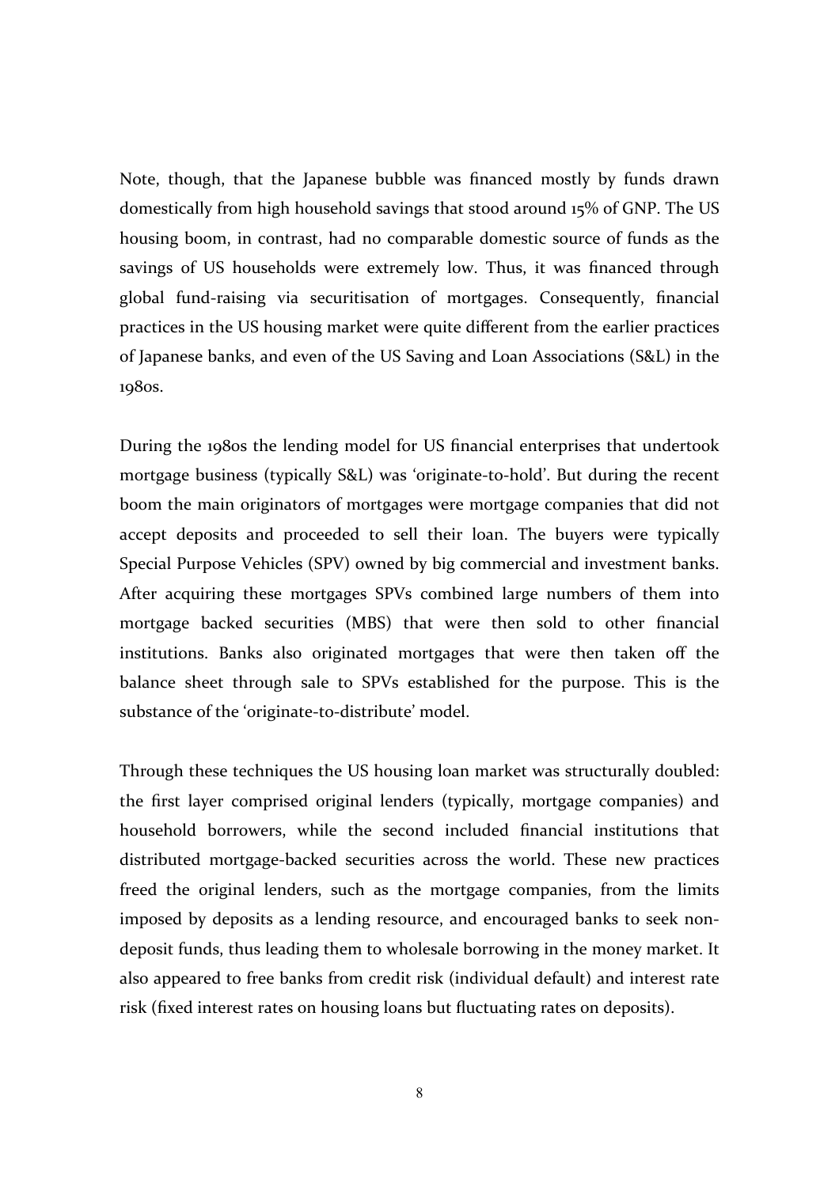Note, though, that the Japanese bubble was financed mostly by funds drawn domestically from high household savings that stood around 15% of GNP. The US housing boom, in contrast, had no comparable domestic source of funds as the savings of US households were extremely low. Thus, it was financed through global fund-raising via securitisation of mortgages. Consequently, financial practices in the US housing market were quite different from the earlier practices of Japanese banks, and even of the US Saving and Loan Associations (S&L) in the 1980s.

During the 1980s the lending model for US financial enterprises that undertook mortgage business (typically S&L) was 'originate-to-hold'. But during the recent boom the main originators of mortgages were mortgage companies that did not accept deposits and proceeded to sell their loan. The buyers were typically Special Purpose Vehicles (SPV) owned by big commercial and investment banks. After acquiring these mortgages SPVs combined large numbers of them into mortgage backed securities (MBS) that were then sold to other financial institutions. Banks also originated mortgages that were then taken off the balance sheet through sale to SPVs established for the purpose. This is the substance of the 'originate-to-distribute' model.

Through these techniques the US housing loan market was structurally doubled: the first layer comprised original lenders (typically, mortgage companies) and household borrowers, while the second included financial institutions that distributed mortgage-backed securities across the world. These new practices freed the original lenders, such as the mortgage companies, from the limits imposed by deposits as a lending resource, and encouraged banks to seek non-deposit funds, thus leading them to wholesale borrowing in the money market. It also appeared to free banks from credit risk (individual default) and interest rate risk (fixed interest rates on housing loans but fluctuating rates on deposits).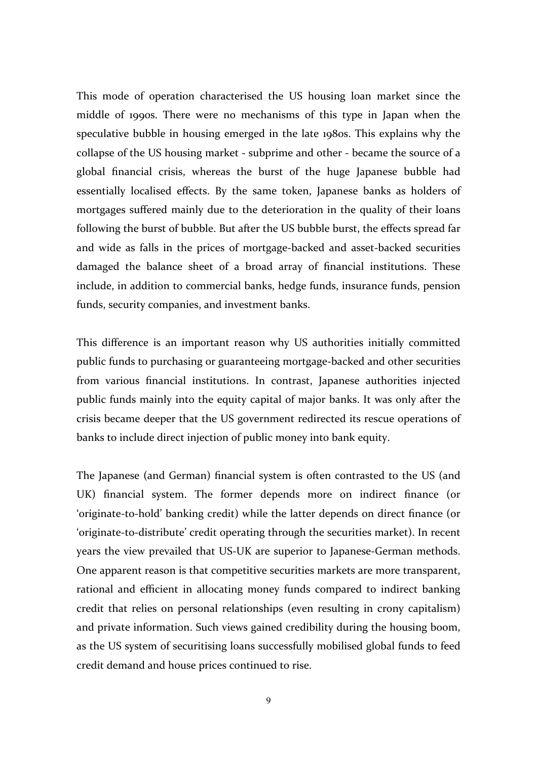This mode of operation characterised the US housing loan market since the middle of 1990s. There were no mechanisms of this type in Japan when the speculative bubble in housing emerged in the late 1980s. This explains why the collapse of the US housing market - subprime and other - became the source of a global financial crisis, whereas the burst of the huge Japanese bubble had essentially localised effects. By the same token, Japanese banks as holders of mortgages suffered mainly due to the deterioration in the quality of their loans following the burst of bubble. But after the US bubble burst, the effects spread far and wide as falls in the prices of mortgage-backed and asset-backed securities damaged the balance sheet of a broad array of financial institutions. These include, in addition to commercial banks, hedge funds, insurance funds, pension funds, security companies, and investment banks.

This difference is an important reason why US authorities initially committed public funds to purchasing or guaranteeing mortgage-backed and other securities from various financial institutions. In contrast, Japanese authorities injected public funds mainly into the equity capital of major banks. It was only after the crisis became deeper that the US government redirected its rescue operations of banks to include direct injection of public money into bank equity.

The Japanese (and German) financial system is often contrasted to the US (and UK) financial system. The former depends more on indirect finance (or 'originate-to-hold' banking credit) while the latter depends on direct finance (or 'originate-to-distribute' credit operating through the securities market). In recent years the view prevailed that US-UK are superior to Japanese-German methods. One apparent reason is that competitive securities markets are more transparent, rational and efficient in allocating money funds compared to indirect banking credit that relies on personal relationships (even resulting in crony capitalism) and private information. Such views gained credibility during the housing boom, as the US system of securitising loans successfully mobilised global funds to feed credit demand and house prices continued to rise.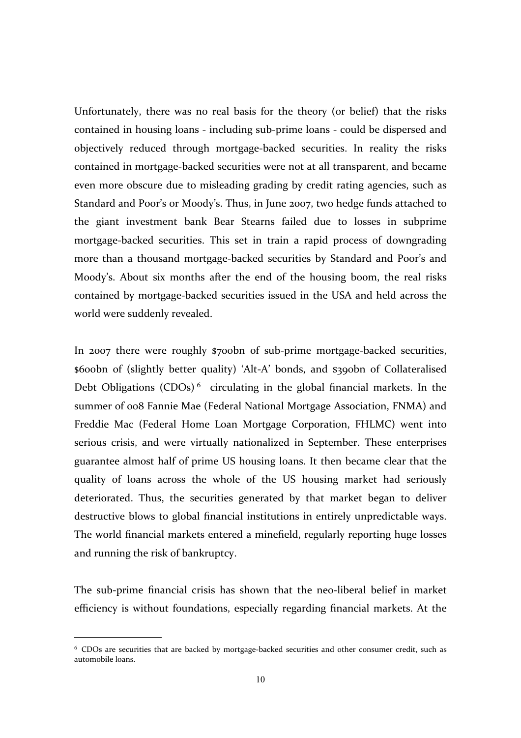Unfortunately, there was no real basis for the theory (or belief) that the risks contained in housing loans - including sub-prime loans - could be dispersed and objectively reduced through mortgage-backed securities. In reality the risks contained in mortgage-backed securities were not at all transparent, and became even more obscure due to misleading grading by credit rating agencies, such as Standard and Poor's or Moody's. Thus, in June 2007, two hedge funds attached to the giant investment bank Bear Stearns failed due to losses in subprime mortgage-backed securities. This set in train a rapid process of downgrading more than a thousand mortgage-backed securities by Standard and Poor's and Moody's. About six months after the end of the housing boom, the real risks contained by mortgage-backed securities issued in the USA and held across the world were suddenly revealed.

In 2007 there were roughly $700bn of sub-prime mortgage-backed securities, $600bn of (slightly better quality) 'Alt-A' bonds, and $390bn of Collateralised Debt Obligations (CDOs) [6] circulating in the global financial markets. In the summer of 008 Fannie Mae (Federal National Mortgage Association, FNMA) and Freddie Mac (Federal Home Loan Mortgage Corporation, FHLMC) went into serious crisis, and were virtually nationalized in September. These enterprises guarantee almost half of prime US housing loans. It then became clear that the quality of loans across the whole of the US housing market had seriously deteriorated. Thus, the securities generated by that market began to deliver destructive blows to global financial institutions in entirely unpredictable ways. The world financial markets entered a minefield, regularly reporting huge losses and running the risk of bankruptcy.

The sub-prime financial crisis has shown that the neo-liberal belief in market efficiency is without foundations, especially regarding financial markets. At the

---

[6] CDOs are securities that are backed by mortgage-backed securities and other consumer credit, such as automobile loans.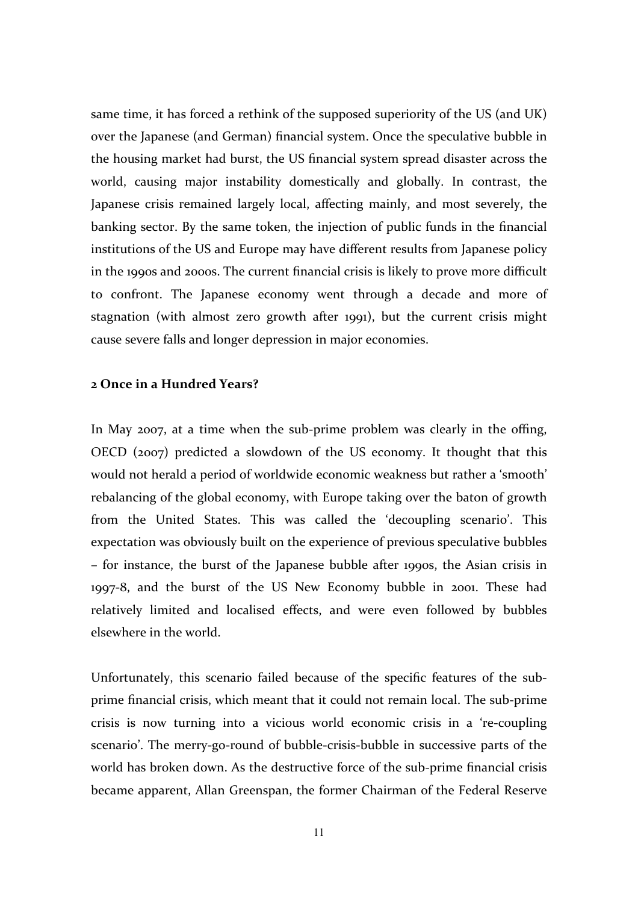same time, it has forced a rethink of the supposed superiority of the US (and UK) over the Japanese (and German) financial system. Once the speculative bubble in the housing market had burst, the US financial system spread disaster across the world, causing major instability domestically and globally. In contrast, the Japanese crisis remained largely local, affecting mainly, and most severely, the banking sector. By the same token, the injection of public funds in the financial institutions of the US and Europe may have different results from Japanese policy in the 1990s and 2000s. The current financial crisis is likely to prove more difficult to confront. The Japanese economy went through a decade and more of stagnation (with almost zero growth after 1991), but the current crisis might cause severe falls and longer depression in major economies.

## 2 Once in a Hundred Years?

In May 2007, at a time when the sub-prime problem was clearly in the offing, OECD (2007) predicted a slowdown of the US economy. It thought that this would not herald a period of worldwide economic weakness but rather a 'smooth' rebalancing of the global economy, with Europe taking over the baton of growth from the United States. This was called the 'decoupling scenario'. This expectation was obviously built on the experience of previous speculative bubbles – for instance, the burst of the Japanese bubble after 1990s, the Asian crisis in 1997-8, and the burst of the US New Economy bubble in 2001. These had relatively limited and localised effects, and were even followed by bubbles elsewhere in the world.

Unfortunately, this scenario failed because of the specific features of the sub-prime financial crisis, which meant that it could not remain local. The sub-prime crisis is now turning into a vicious world economic crisis in a 're-coupling scenario'. The merry-go-round of bubble-crisis-bubble in successive parts of the world has broken down. As the destructive force of the sub-prime financial crisis became apparent, Allan Greenspan, the former Chairman of the Federal Reserve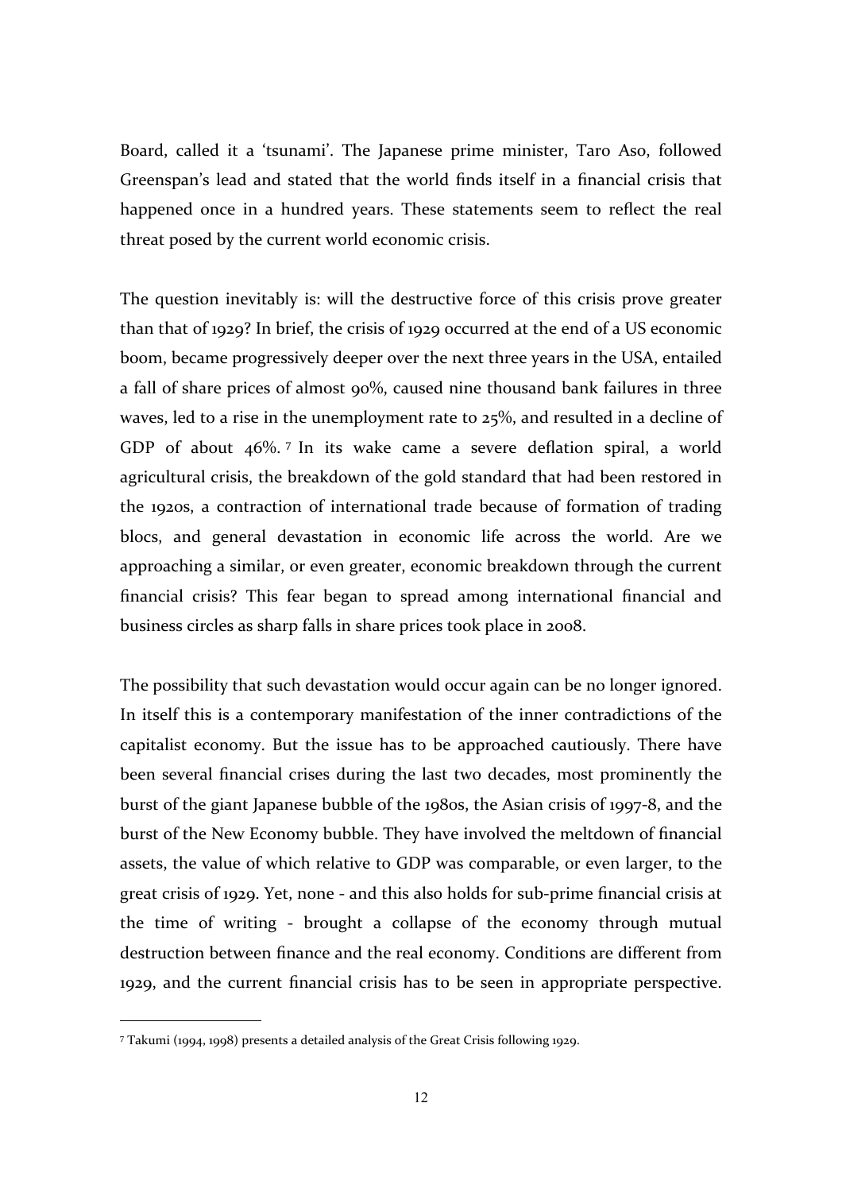Board, called it a 'tsunami'. The Japanese prime minister, Taro Aso, followed Greenspan's lead and stated that the world finds itself in a financial crisis that happened once in a hundred years. These statements seem to reflect the real threat posed by the current world economic crisis.

The question inevitably is: will the destructive force of this crisis prove greater than that of 1929? In brief, the crisis of 1929 occurred at the end of a US economic boom, became progressively deeper over the next three years in the USA, entailed a fall of share prices of almost 90%, caused nine thousand bank failures in three waves, led to a rise in the unemployment rate to 25%, and resulted in a decline of GDP of about 46%.[7] In its wake came a severe deflation spiral, a world agricultural crisis, the breakdown of the gold standard that had been restored in the 1920s, a contraction of international trade because of formation of trading blocs, and general devastation in economic life across the world. Are we approaching a similar, or even greater, economic breakdown through the current financial crisis? This fear began to spread among international financial and business circles as sharp falls in share prices took place in 2008.

The possibility that such devastation would occur again can be no longer ignored. In itself this is a contemporary manifestation of the inner contradictions of the capitalist economy. But the issue has to be approached cautiously. There have been several financial crises during the last two decades, most prominently the burst of the giant Japanese bubble of the 1980s, the Asian crisis of 1997-8, and the burst of the New Economy bubble. They have involved the meltdown of financial assets, the value of which relative to GDP was comparable, or even larger, to the great crisis of 1929. Yet, none - and this also holds for sub-prime financial crisis at the time of writing - brought a collapse of the economy through mutual destruction between finance and the real economy. Conditions are different from 1929, and the current financial crisis has to be seen in appropriate perspective.

[7] Takumi (1994, 1998) presents a detailed analysis of the Great Crisis following 1929.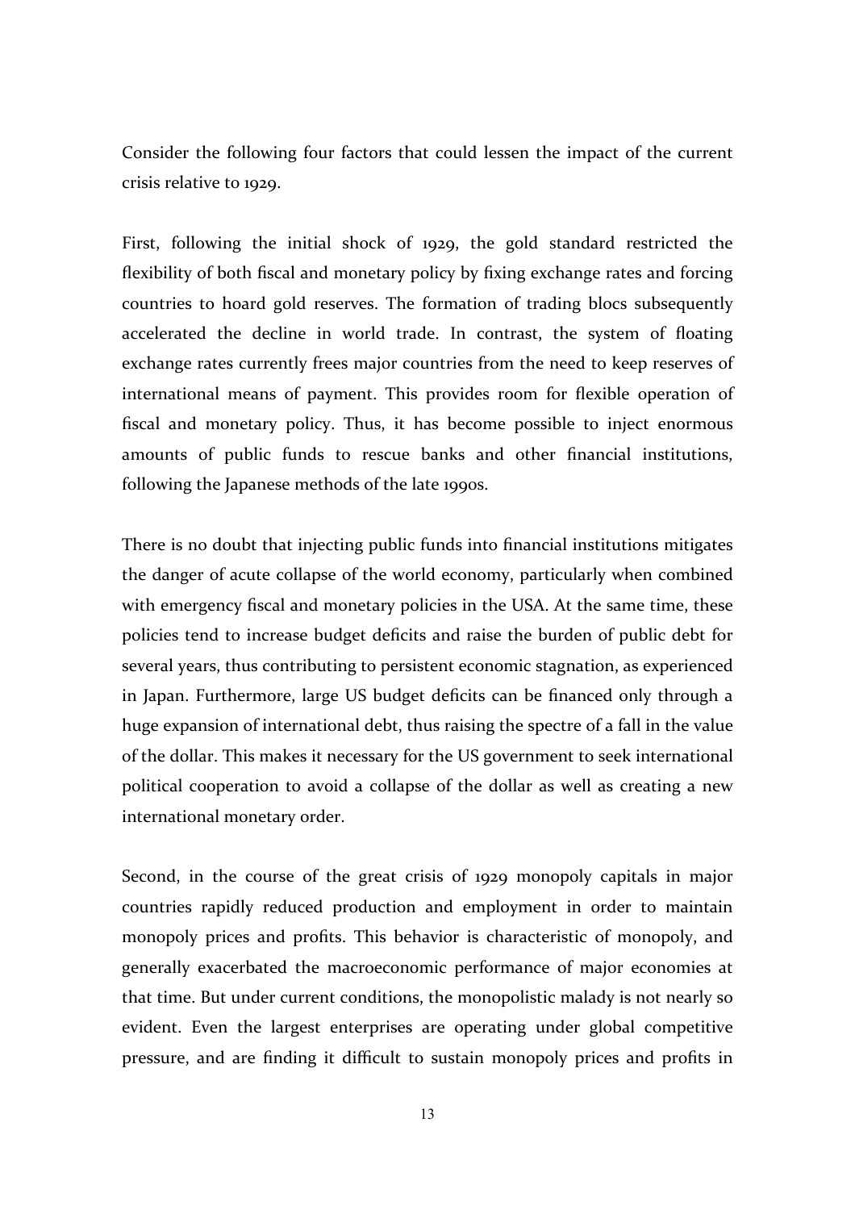Consider the following four factors that could lessen the impact of the current crisis relative to 1929.

First, following the initial shock of 1929, the gold standard restricted the flexibility of both fiscal and monetary policy by fixing exchange rates and forcing countries to hoard gold reserves. The formation of trading blocs subsequently accelerated the decline in world trade. In contrast, the system of floating exchange rates currently frees major countries from the need to keep reserves of international means of payment. This provides room for flexible operation of fiscal and monetary policy. Thus, it has become possible to inject enormous amounts of public funds to rescue banks and other financial institutions, following the Japanese methods of the late 1990s.

There is no doubt that injecting public funds into financial institutions mitigates the danger of acute collapse of the world economy, particularly when combined with emergency fiscal and monetary policies in the USA. At the same time, these policies tend to increase budget deficits and raise the burden of public debt for several years, thus contributing to persistent economic stagnation, as experienced in Japan. Furthermore, large US budget deficits can be financed only through a huge expansion of international debt, thus raising the spectre of a fall in the value of the dollar. This makes it necessary for the US government to seek international political cooperation to avoid a collapse of the dollar as well as creating a new international monetary order.

Second, in the course of the great crisis of 1929 monopoly capitals in major countries rapidly reduced production and employment in order to maintain monopoly prices and profits. This behavior is characteristic of monopoly, and generally exacerbated the macroeconomic performance of major economies at that time. But under current conditions, the monopolistic malady is not nearly so evident. Even the largest enterprises are operating under global competitive pressure, and are finding it difficult to sustain monopoly prices and profits in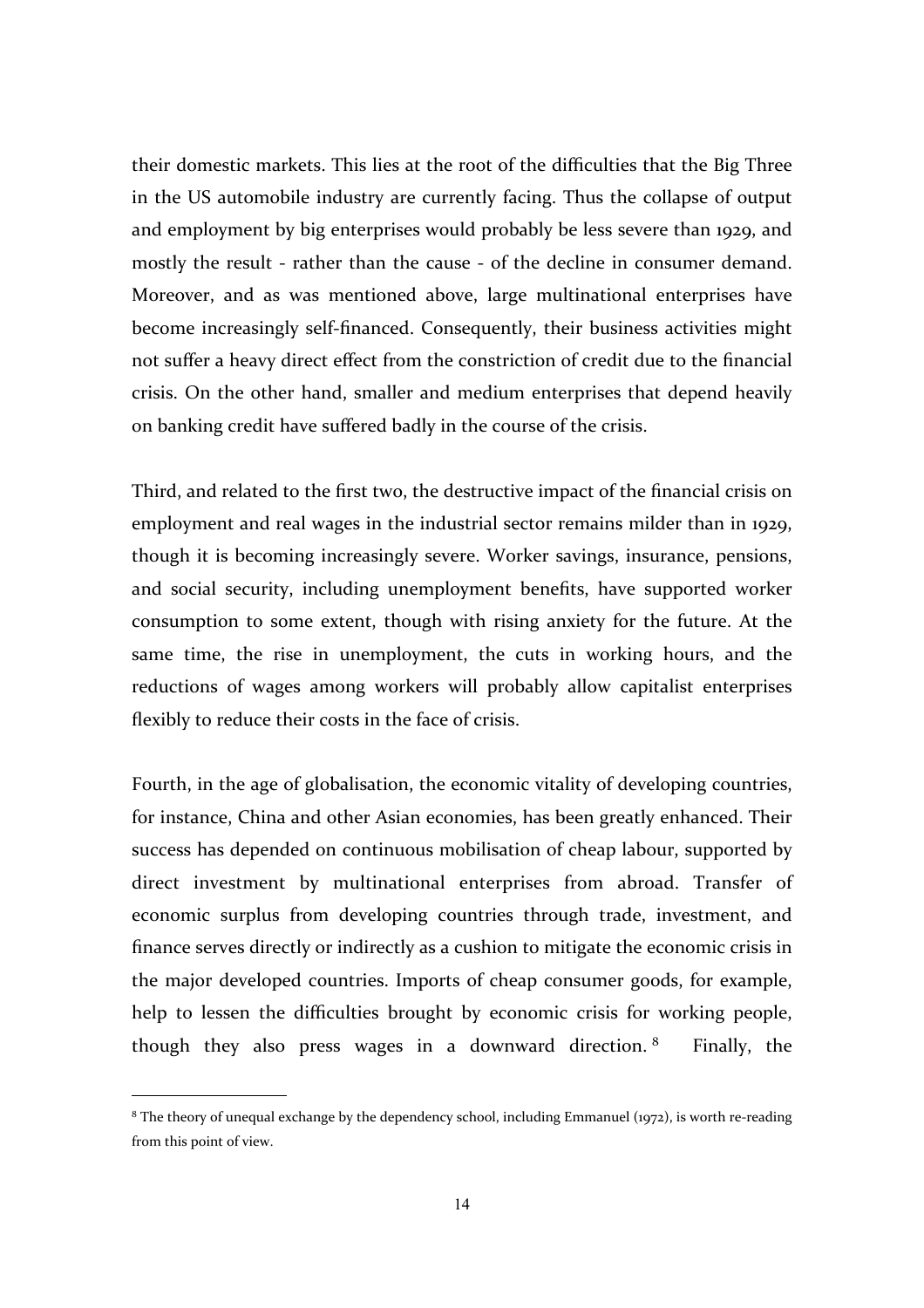their domestic markets. This lies at the root of the difficulties that the Big Three in the US automobile industry are currently facing. Thus the collapse of output and employment by big enterprises would probably be less severe than 1929, and mostly the result - rather than the cause - of the decline in consumer demand. Moreover, and as was mentioned above, large multinational enterprises have become increasingly self-financed. Consequently, their business activities might not suffer a heavy direct effect from the constriction of credit due to the financial crisis. On the other hand, smaller and medium enterprises that depend heavily on banking credit have suffered badly in the course of the crisis.

Third, and related to the first two, the destructive impact of the financial crisis on employment and real wages in the industrial sector remains milder than in 1929, though it is becoming increasingly severe. Worker savings, insurance, pensions, and social security, including unemployment benefits, have supported worker consumption to some extent, though with rising anxiety for the future. At the same time, the rise in unemployment, the cuts in working hours, and the reductions of wages among workers will probably allow capitalist enterprises flexibly to reduce their costs in the face of crisis.

Fourth, in the age of globalisation, the economic vitality of developing countries, for instance, China and other Asian economies, has been greatly enhanced. Their success has depended on continuous mobilisation of cheap labour, supported by direct investment by multinational enterprises from abroad. Transfer of economic surplus from developing countries through trade, investment, and finance serves directly or indirectly as a cushion to mitigate the economic crisis in the major developed countries. Imports of cheap consumer goods, for example, help to lessen the difficulties brought by economic crisis for working people, though they also press wages in a downward direction.[8] Finally, the

---

[8] The theory of unequal exchange by the dependency school, including Emmanuel (1972), is worth re-reading from this point of view.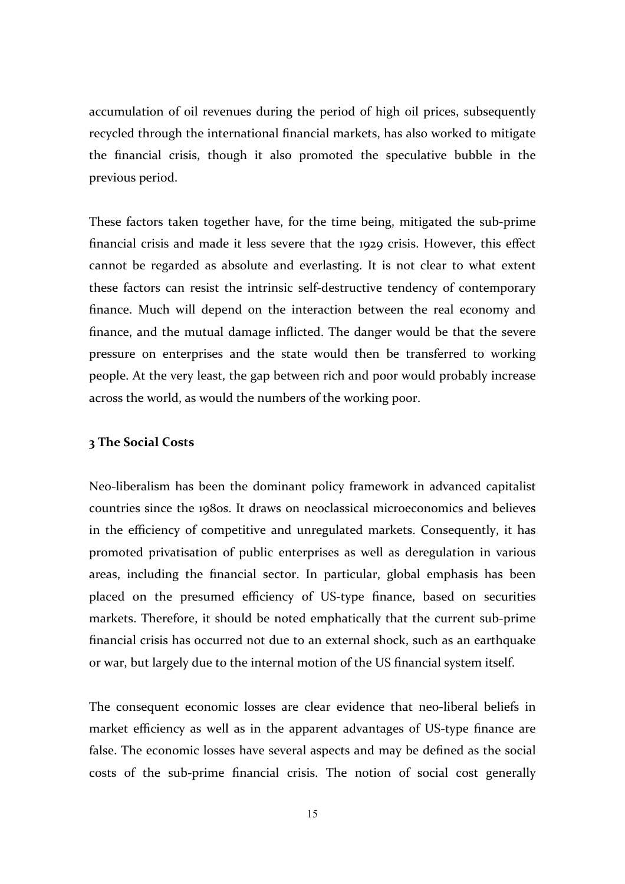accumulation of oil revenues during the period of high oil prices, subsequently recycled through the international financial markets, has also worked to mitigate the financial crisis, though it also promoted the speculative bubble in the previous period.

These factors taken together have, for the time being, mitigated the sub-prime financial crisis and made it less severe that the 1929 crisis. However, this effect cannot be regarded as absolute and everlasting. It is not clear to what extent these factors can resist the intrinsic self-destructive tendency of contemporary finance. Much will depend on the interaction between the real economy and finance, and the mutual damage inflicted. The danger would be that the severe pressure on enterprises and the state would then be transferred to working people. At the very least, the gap between rich and poor would probably increase across the world, as would the numbers of the working poor.

### 3 The Social Costs

Neo-liberalism has been the dominant policy framework in advanced capitalist countries since the 1980s. It draws on neoclassical microeconomics and believes in the efficiency of competitive and unregulated markets. Consequently, it has promoted privatisation of public enterprises as well as deregulation in various areas, including the financial sector. In particular, global emphasis has been placed on the presumed efficiency of US-type finance, based on securities markets. Therefore, it should be noted emphatically that the current sub-prime financial crisis has occurred not due to an external shock, such as an earthquake or war, but largely due to the internal motion of the US financial system itself.

The consequent economic losses are clear evidence that neo-liberal beliefs in market efficiency as well as in the apparent advantages of US-type finance are false. The economic losses have several aspects and may be defined as the social costs of the sub-prime financial crisis. The notion of social cost generally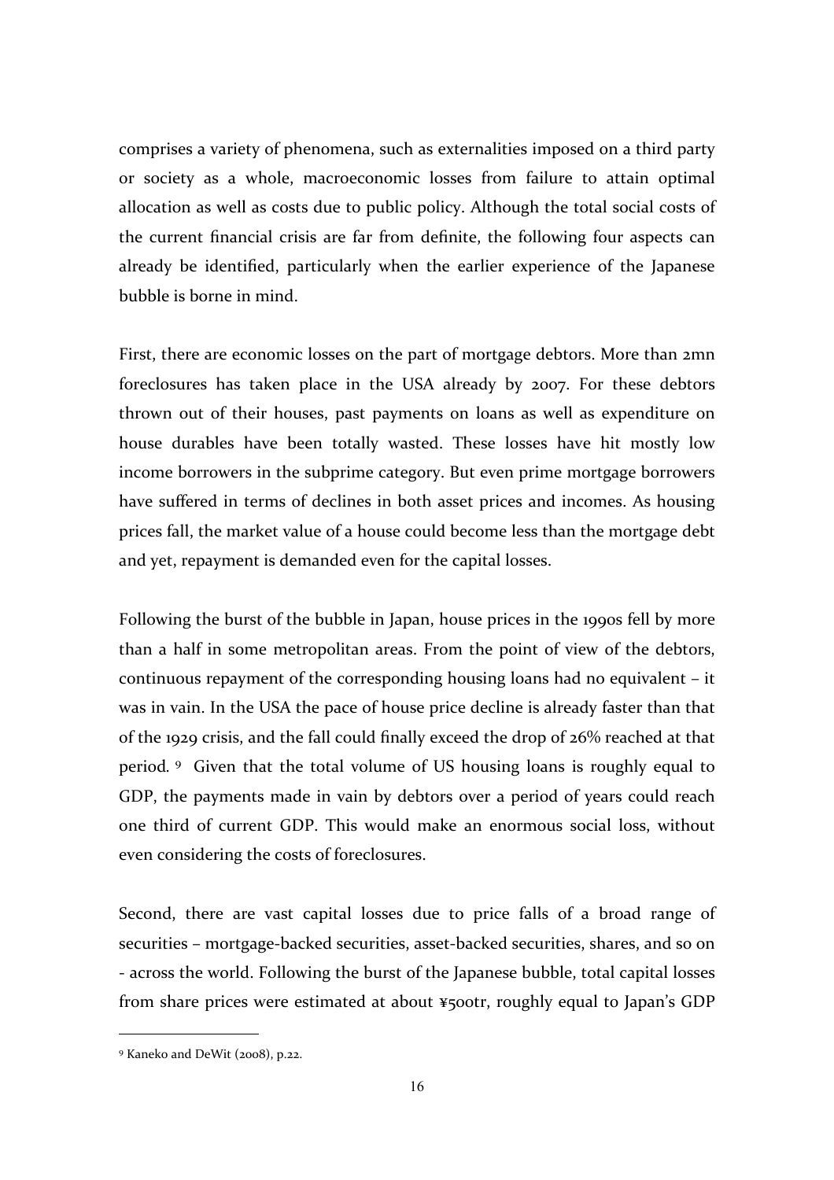comprises a variety of phenomena, such as externalities imposed on a third party or society as a whole, macroeconomic losses from failure to attain optimal allocation as well as costs due to public policy. Although the total social costs of the current financial crisis are far from definite, the following four aspects can already be identified, particularly when the earlier experience of the Japanese bubble is borne in mind.

First, there are economic losses on the part of mortgage debtors. More than 2mn foreclosures has taken place in the USA already by 2007. For these debtors thrown out of their houses, past payments on loans as well as expenditure on house durables have been totally wasted. These losses have hit mostly low income borrowers in the subprime category. But even prime mortgage borrowers have suffered in terms of declines in both asset prices and incomes. As housing prices fall, the market value of a house could become less than the mortgage debt and yet, repayment is demanded even for the capital losses.

Following the burst of the bubble in Japan, house prices in the 1990s fell by more than a half in some metropolitan areas. From the point of view of the debtors, continuous repayment of the corresponding housing loans had no equivalent – it was in vain. In the USA the pace of house price decline is already faster than that of the 1929 crisis, and the fall could finally exceed the drop of 26% reached at that period.[9] Given that the total volume of US housing loans is roughly equal to GDP, the payments made in vain by debtors over a period of years could reach one third of current GDP. This would make an enormous social loss, without even considering the costs of foreclosures.

Second, there are vast capital losses due to price falls of a broad range of securities – mortgage-backed securities, asset-backed securities, shares, and so on - across the world. Following the burst of the Japanese bubble, total capital losses from share prices were estimated at about ¥500tr, roughly equal to Japan's GDP

[9] Kaneko and DeWit (2008), p.22.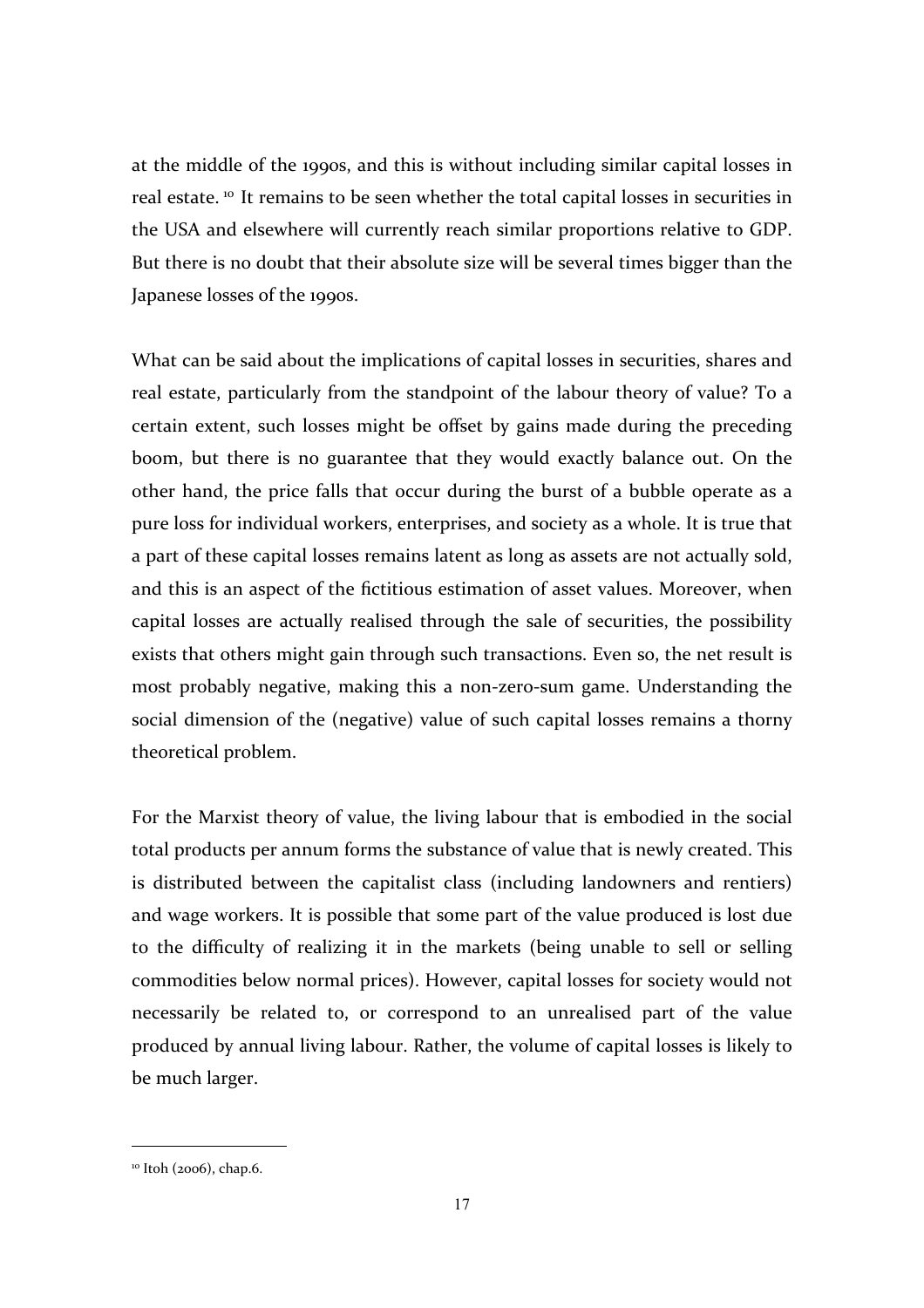at the middle of the 1990s, and this is without including similar capital losses in real estate. [10] It remains to be seen whether the total capital losses in securities in the USA and elsewhere will currently reach similar proportions relative to GDP. But there is no doubt that their absolute size will be several times bigger than the Japanese losses of the 1990s.

What can be said about the implications of capital losses in securities, shares and real estate, particularly from the standpoint of the labour theory of value? To a certain extent, such losses might be offset by gains made during the preceding boom, but there is no guarantee that they would exactly balance out. On the other hand, the price falls that occur during the burst of a bubble operate as a pure loss for individual workers, enterprises, and society as a whole. It is true that a part of these capital losses remains latent as long as assets are not actually sold, and this is an aspect of the fictitious estimation of asset values. Moreover, when capital losses are actually realised through the sale of securities, the possibility exists that others might gain through such transactions. Even so, the net result is most probably negative, making this a non-zero-sum game. Understanding the social dimension of the (negative) value of such capital losses remains a thorny theoretical problem.

For the Marxist theory of value, the living labour that is embodied in the social total products per annum forms the substance of value that is newly created. This is distributed between the capitalist class (including landowners and rentiers) and wage workers. It is possible that some part of the value produced is lost due to the difficulty of realizing it in the markets (being unable to sell or selling commodities below normal prices). However, capital losses for society would not necessarily be related to, or correspond to an unrealised part of the value produced by annual living labour. Rather, the volume of capital losses is likely to be much larger.

---

[10] Itoh (2006), chap.6.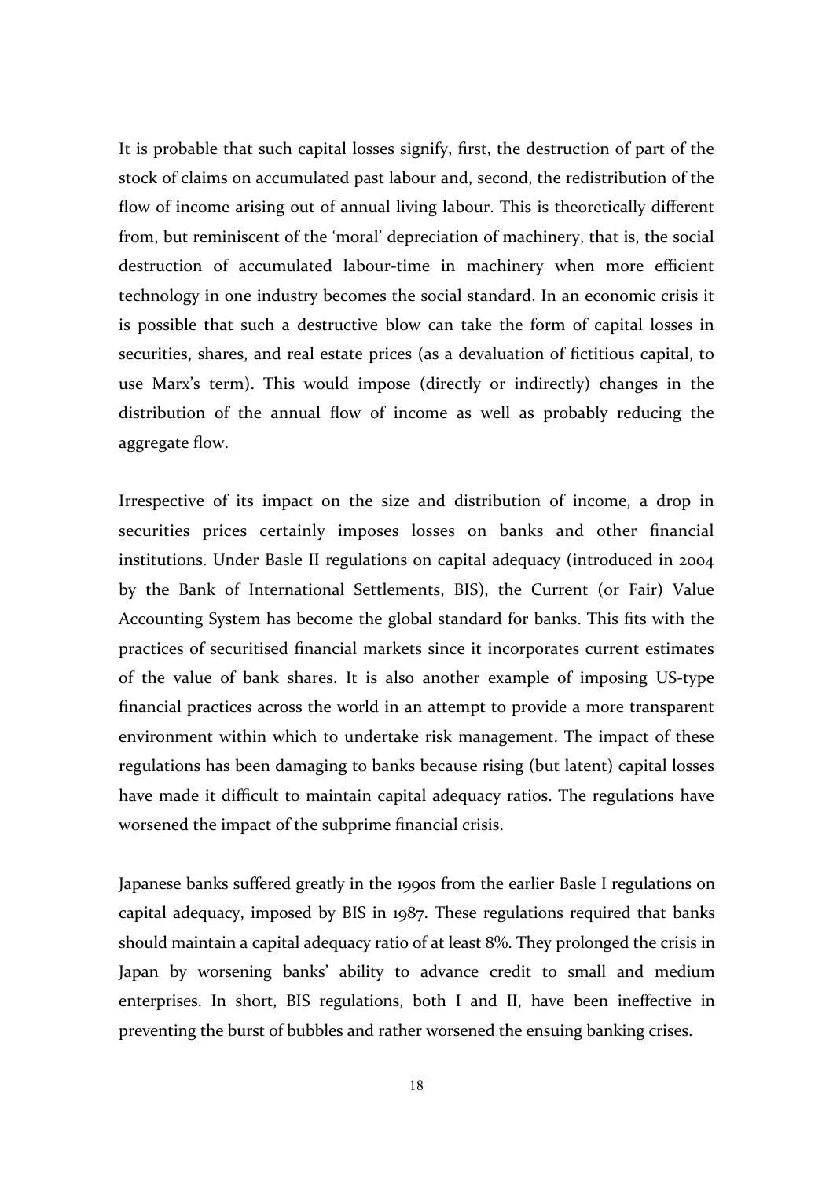It is probable that such capital losses signify, first, the destruction of part of the stock of claims on accumulated past labour and, second, the redistribution of the flow of income arising out of annual living labour. This is theoretically different from, but reminiscent of the 'moral' depreciation of machinery, that is, the social destruction of accumulated labour-time in machinery when more efficient technology in one industry becomes the social standard. In an economic crisis it is possible that such a destructive blow can take the form of capital losses in securities, shares, and real estate prices (as a devaluation of fictitious capital, to use Marx's term). This would impose (directly or indirectly) changes in the distribution of the annual flow of income as well as probably reducing the aggregate flow.

Irrespective of its impact on the size and distribution of income, a drop in securities prices certainly imposes losses on banks and other financial institutions. Under Basle II regulations on capital adequacy (introduced in 2004 by the Bank of International Settlements, BIS), the Current (or Fair) Value Accounting System has become the global standard for banks. This fits with the practices of securitised financial markets since it incorporates current estimates of the value of bank shares. It is also another example of imposing US-type financial practices across the world in an attempt to provide a more transparent environment within which to undertake risk management. The impact of these regulations has been damaging to banks because rising (but latent) capital losses have made it difficult to maintain capital adequacy ratios. The regulations have worsened the impact of the subprime financial crisis.

Japanese banks suffered greatly in the 1990s from the earlier Basle I regulations on capital adequacy, imposed by BIS in 1987. These regulations required that banks should maintain a capital adequacy ratio of at least 8%. They prolonged the crisis in Japan by worsening banks' ability to advance credit to small and medium enterprises. In short, BIS regulations, both I and II, have been ineffective in preventing the burst of bubbles and rather worsened the ensuing banking crises.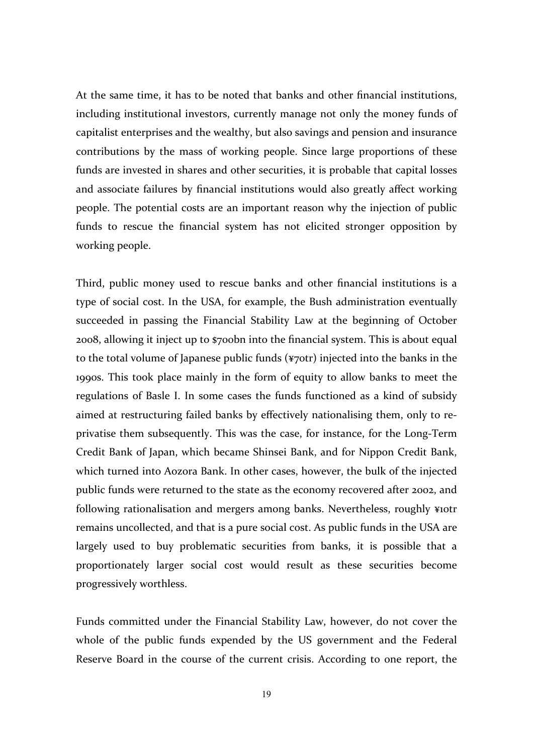At the same time, it has to be noted that banks and other financial institutions, including institutional investors, currently manage not only the money funds of capitalist enterprises and the wealthy, but also savings and pension and insurance contributions by the mass of working people. Since large proportions of these funds are invested in shares and other securities, it is probable that capital losses and associate failures by financial institutions would also greatly affect working people. The potential costs are an important reason why the injection of public funds to rescue the financial system has not elicited stronger opposition by working people.

Third, public money used to rescue banks and other financial institutions is a type of social cost. In the USA, for example, the Bush administration eventually succeeded in passing the Financial Stability Law at the beginning of October 2008, allowing it inject up to $700bn into the financial system. This is about equal to the total volume of Japanese public funds (¥70tr) injected into the banks in the 1990s. This took place mainly in the form of equity to allow banks to meet the regulations of Basle I. In some cases the funds functioned as a kind of subsidy aimed at restructuring failed banks by effectively nationalising them, only to re-privatise them subsequently. This was the case, for instance, for the Long-Term Credit Bank of Japan, which became Shinsei Bank, and for Nippon Credit Bank, which turned into Aozora Bank. In other cases, however, the bulk of the injected public funds were returned to the state as the economy recovered after 2002, and following rationalisation and mergers among banks. Nevertheless, roughly ¥10tr remains uncollected, and that is a pure social cost. As public funds in the USA are largely used to buy problematic securities from banks, it is possible that a proportionately larger social cost would result as these securities become progressively worthless.

Funds committed under the Financial Stability Law, however, do not cover the whole of the public funds expended by the US government and the Federal Reserve Board in the course of the current crisis. According to one report, the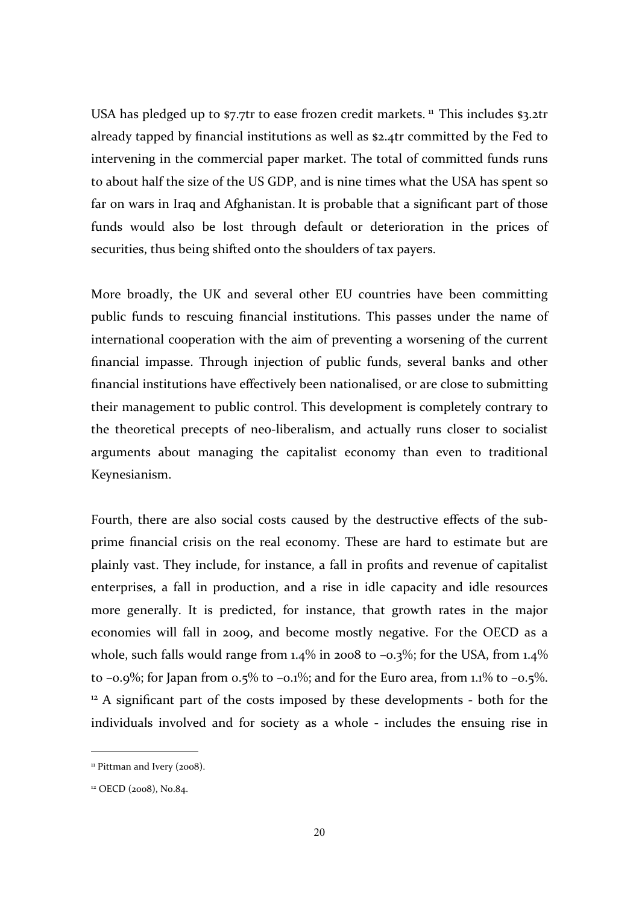USA has pledged up to $7.7tr to ease frozen credit markets. [11] This includes $3.2tr already tapped by financial institutions as well as $2.4tr committed by the Fed to intervening in the commercial paper market. The total of committed funds runs to about half the size of the US GDP, and is nine times what the USA has spent so far on wars in Iraq and Afghanistan. It is probable that a significant part of those funds would also be lost through default or deterioration in the prices of securities, thus being shifted onto the shoulders of tax payers.

More broadly, the UK and several other EU countries have been committing public funds to rescuing financial institutions. This passes under the name of international cooperation with the aim of preventing a worsening of the current financial impasse. Through injection of public funds, several banks and other financial institutions have effectively been nationalised, or are close to submitting their management to public control. This development is completely contrary to the theoretical precepts of neo-liberalism, and actually runs closer to socialist arguments about managing the capitalist economy than even to traditional Keynesianism.

Fourth, there are also social costs caused by the destructive effects of the sub-prime financial crisis on the real economy. These are hard to estimate but are plainly vast. They include, for instance, a fall in profits and revenue of capitalist enterprises, a fall in production, and a rise in idle capacity and idle resources more generally. It is predicted, for instance, that growth rates in the major economies will fall in 2009, and become mostly negative. For the OECD as a whole, such falls would range from 1.4% in 2008 to –0.3%; for the USA, from 1.4% to –0.9%; for Japan from 0.5% to –0.1%; and for the Euro area, from 1.1% to –0.5%. [12] A significant part of the costs imposed by these developments - both for the individuals involved and for society as a whole - includes the ensuing rise in

---

[11] Pittman and Ivery (2008).

[12] OECD (2008), No.84.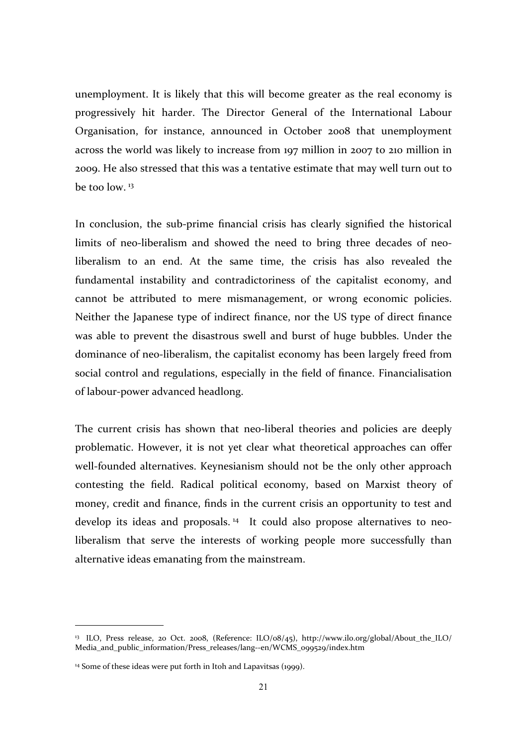unemployment. It is likely that this will become greater as the real economy is progressively hit harder. The Director General of the International Labour Organisation, for instance, announced in October 2008 that unemployment across the world was likely to increase from 197 million in 2007 to 210 million in 2009. He also stressed that this was a tentative estimate that may well turn out to be too low. [13]

In conclusion, the sub-prime financial crisis has clearly signified the historical limits of neo-liberalism and showed the need to bring three decades of neo-liberalism to an end. At the same time, the crisis has also revealed the fundamental instability and contradictoriness of the capitalist economy, and cannot be attributed to mere mismanagement, or wrong economic policies. Neither the Japanese type of indirect finance, nor the US type of direct finance was able to prevent the disastrous swell and burst of huge bubbles. Under the dominance of neo-liberalism, the capitalist economy has been largely freed from social control and regulations, especially in the field of finance. Financialisation of labour-power advanced headlong.

The current crisis has shown that neo-liberal theories and policies are deeply problematic. However, it is not yet clear what theoretical approaches can offer well-founded alternatives. Keynesianism should not be the only other approach contesting the field. Radical political economy, based on Marxist theory of money, credit and finance, finds in the current crisis an opportunity to test and develop its ideas and proposals. [14] It could also propose alternatives to neo-liberalism that serve the interests of working people more successfully than alternative ideas emanating from the mainstream.

---

[13] ILO, Press release, 20 Oct. 2008, (Reference: ILO/08/45), http://www.ilo.org/global/About_the_ILO/Media_and_public_information/Press_releases/lang--en/WCMS_099529/index.htm

[14] Some of these ideas were put forth in Itoh and Lapavitsas (1999).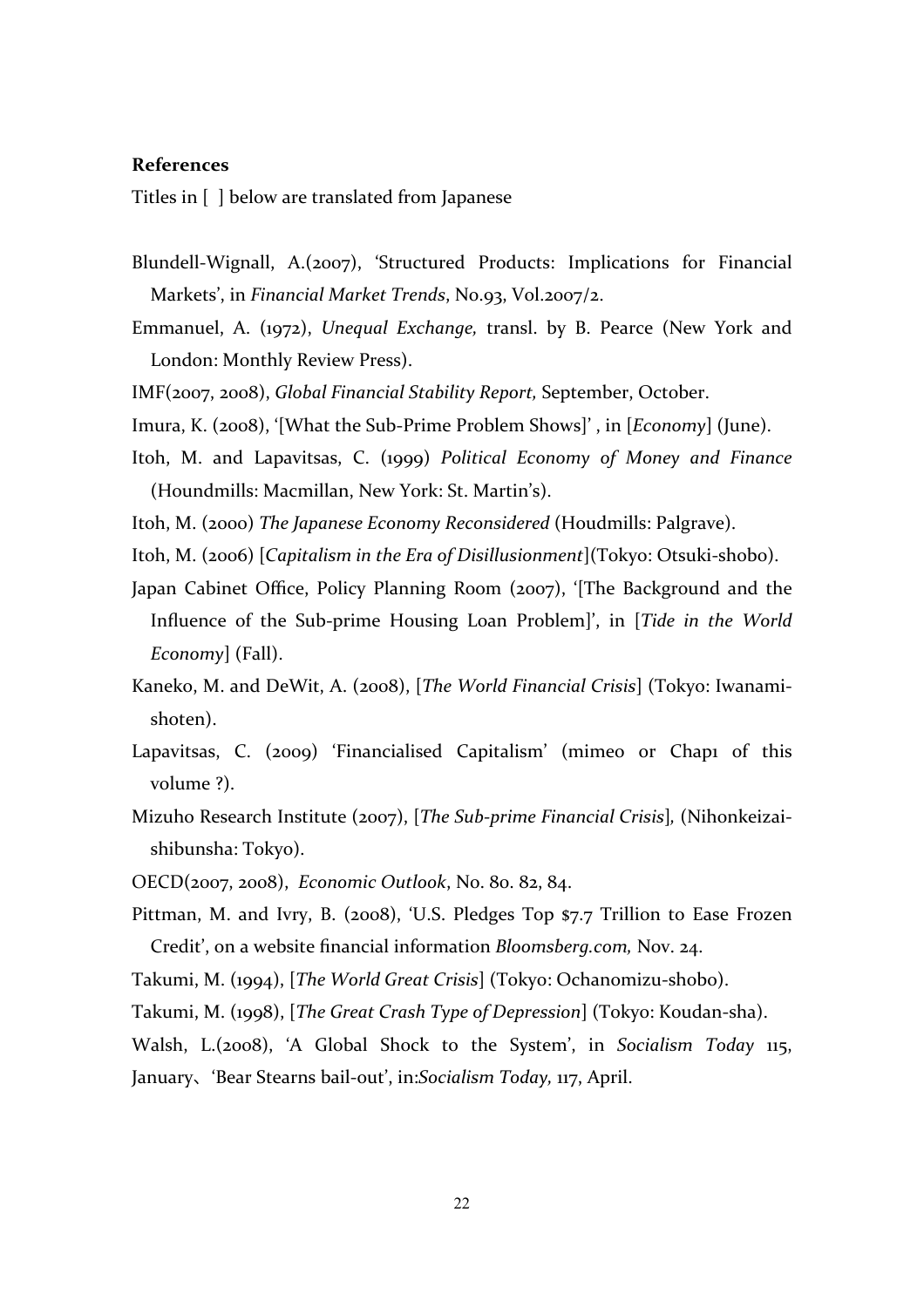**References**

Titles in [ ] below are translated from Japanese

Blundell-Wignall, A.(2007), 'Structured Products: Implications for Financial Markets', in *Financial Market Trends*, No.93, Vol.2007/2.

Emmanuel, A. (1972), *Unequal Exchange,* transl. by B. Pearce (New York and London: Monthly Review Press).

IMF(2007, 2008), *Global Financial Stability Report,* September, October.

Imura, K. (2008), '[What the Sub-Prime Problem Shows]' , in [*Economy*] (June).

Itoh, M. and Lapavitsas, C. (1999) *Political Economy of Money and Finance* (Houndmills: Macmillan, New York: St. Martin's).

Itoh, M. (2000) *The Japanese Economy Reconsidered* (Houdmills: Palgrave).

Itoh, M. (2006) [*Capitalism in the Era of Disillusionment*](Tokyo: Otsuki-shobo).

Japan Cabinet Office, Policy Planning Room (2007), '[The Background and the Influence of the Sub-prime Housing Loan Problem]', in [*Tide in the World Economy*] (Fall).

Kaneko, M. and DeWit, A. (2008), [*The World Financial Crisis*] (Tokyo: Iwanami-shoten).

Lapavitsas, C. (2009) 'Financialised Capitalism' (mimeo or Chap1 of this volume ?).

Mizuho Research Institute (2007), [*The Sub-prime Financial Crisis*], (Nihonkeizai-shibunsha: Tokyo).

OECD(2007, 2008), *Economic Outlook*, No. 80. 82, 84.

Pittman, M. and Ivry, B. (2008), 'U.S. Pledges Top $7.7 Trillion to Ease Frozen Credit', on a website financial information *Bloomsberg.com,* Nov. 24.

Takumi, M. (1994), [*The World Great Crisis*] (Tokyo: Ochanomizu-shobo).

Takumi, M. (1998), [*The Great Crash Type of Depression*] (Tokyo: Koudan-sha).

Walsh, L.(2008), 'A Global Shock to the System', in *Socialism Today* 115, January、'Bear Stearns bail-out', in:*Socialism Today,* 117, April.